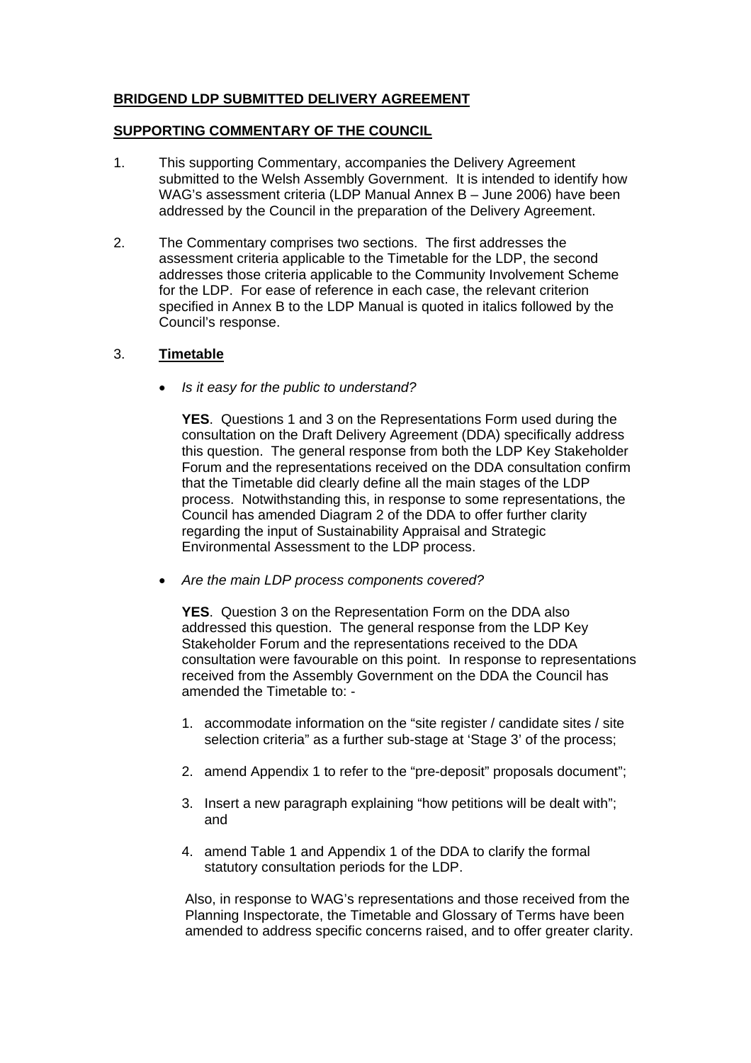**BRIDGEND LDP SUBMITTED DELIVERY AGREEMENT**

**SUPPORTING COMMENTARY OF THE COUNCIL**

1. This supporting Commentary, accompanies the Delivery Agreement submitted to the Welsh Assembly Government. It is intended to identify how WAG's assessment criteria (LDP Manual Annex B – June 2006) have been addressed by the Council in the preparation of the Delivery Agreement.

2. The Commentary comprises two sections. The first addresses the assessment criteria applicable to the Timetable for the LDP, the second addresses those criteria applicable to the Community Involvement Scheme for the LDP. For ease of reference in each case, the relevant criterion specified in Annex B to the LDP Manual is quoted in italics followed by the Council's response.

3. **Timetable**

- *Is it easy for the public to understand?*

  **YES**. Questions 1 and 3 on the Representations Form used during the consultation on the Draft Delivery Agreement (DDA) specifically address this question. The general response from both the LDP Key Stakeholder Forum and the representations received on the DDA consultation confirm that the Timetable did clearly define all the main stages of the LDP process. Notwithstanding this, in response to some representations, the Council has amended Diagram 2 of the DDA to offer further clarity regarding the input of Sustainability Appraisal and Strategic Environmental Assessment to the LDP process.

- *Are the main LDP process components covered?*

  **YES**. Question 3 on the Representation Form on the DDA also addressed this question. The general response from the LDP Key Stakeholder Forum and the representations received to the DDA consultation were favourable on this point. In response to representations received from the Assembly Government on the DDA the Council has amended the Timetable to: -

  1. accommodate information on the "site register / candidate sites / site selection criteria" as a further sub-stage at 'Stage 3' of the process;

  2. amend Appendix 1 to refer to the "pre-deposit" proposals document";

  3. Insert a new paragraph explaining "how petitions will be dealt with"; and

  4. amend Table 1 and Appendix 1 of the DDA to clarify the formal statutory consultation periods for the LDP.

  Also, in response to WAG's representations and those received from the Planning Inspectorate, the Timetable and Glossary of Terms have been amended to address specific concerns raised, and to offer greater clarity.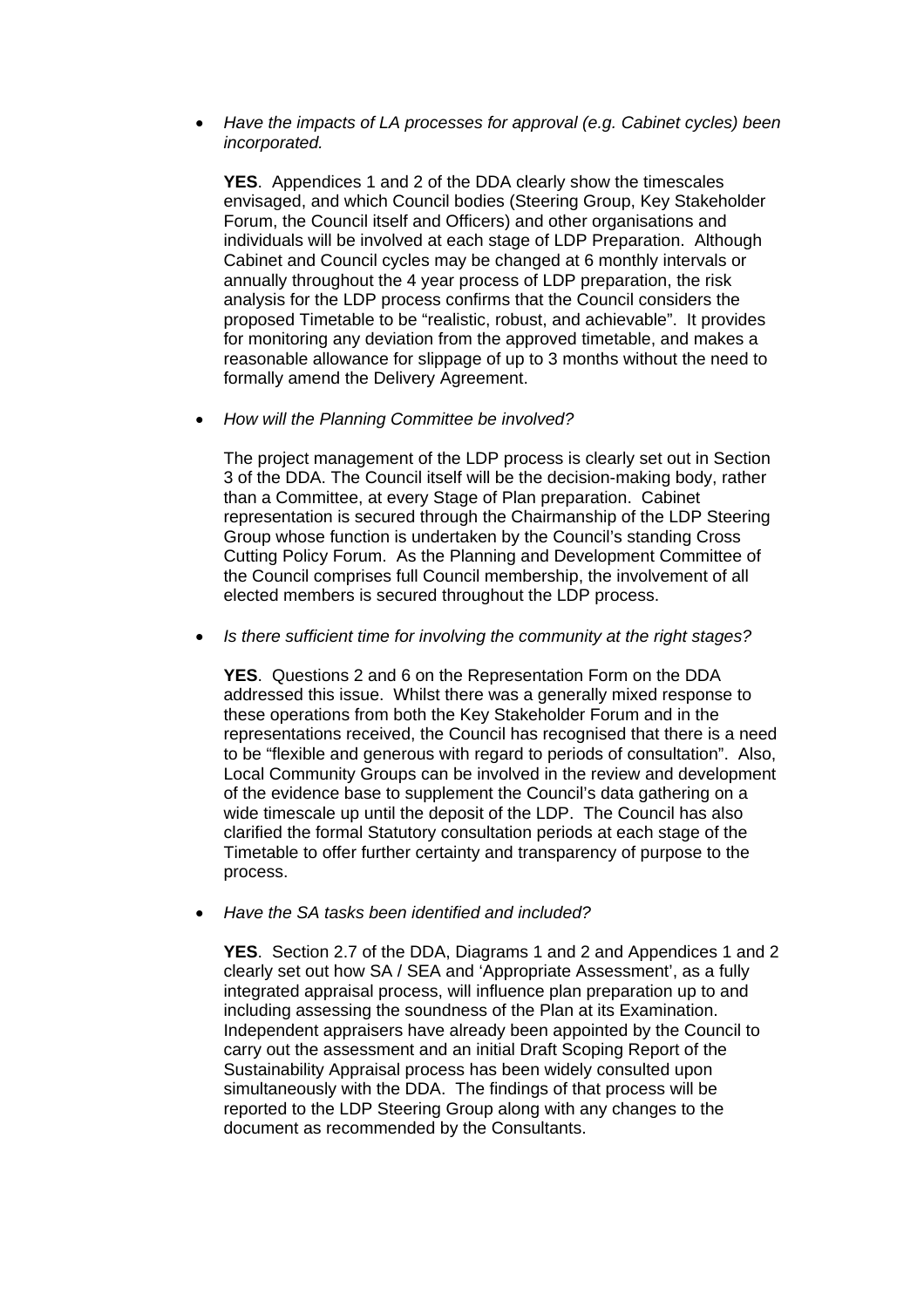- *Have the impacts of LA processes for approval (e.g. Cabinet cycles) been incorporated.*

  **YES**. Appendices 1 and 2 of the DDA clearly show the timescales envisaged, and which Council bodies (Steering Group, Key Stakeholder Forum, the Council itself and Officers) and other organisations and individuals will be involved at each stage of LDP Preparation. Although Cabinet and Council cycles may be changed at 6 monthly intervals or annually throughout the 4 year process of LDP preparation, the risk analysis for the LDP process confirms that the Council considers the proposed Timetable to be "realistic, robust, and achievable". It provides for monitoring any deviation from the approved timetable, and makes a reasonable allowance for slippage of up to 3 months without the need to formally amend the Delivery Agreement.

- *How will the Planning Committee be involved?*

  The project management of the LDP process is clearly set out in Section 3 of the DDA. The Council itself will be the decision-making body, rather than a Committee, at every Stage of Plan preparation. Cabinet representation is secured through the Chairmanship of the LDP Steering Group whose function is undertaken by the Council's standing Cross Cutting Policy Forum. As the Planning and Development Committee of the Council comprises full Council membership, the involvement of all elected members is secured throughout the LDP process.

- *Is there sufficient time for involving the community at the right stages?*

  **YES**. Questions 2 and 6 on the Representation Form on the DDA addressed this issue. Whilst there was a generally mixed response to these operations from both the Key Stakeholder Forum and in the representations received, the Council has recognised that there is a need to be "flexible and generous with regard to periods of consultation". Also, Local Community Groups can be involved in the review and development of the evidence base to supplement the Council's data gathering on a wide timescale up until the deposit of the LDP. The Council has also clarified the formal Statutory consultation periods at each stage of the Timetable to offer further certainty and transparency of purpose to the process.

- *Have the SA tasks been identified and included?*

  **YES**. Section 2.7 of the DDA, Diagrams 1 and 2 and Appendices 1 and 2 clearly set out how SA / SEA and 'Appropriate Assessment', as a fully integrated appraisal process, will influence plan preparation up to and including assessing the soundness of the Plan at its Examination. Independent appraisers have already been appointed by the Council to carry out the assessment and an initial Draft Scoping Report of the Sustainability Appraisal process has been widely consulted upon simultaneously with the DDA. The findings of that process will be reported to the LDP Steering Group along with any changes to the document as recommended by the Consultants.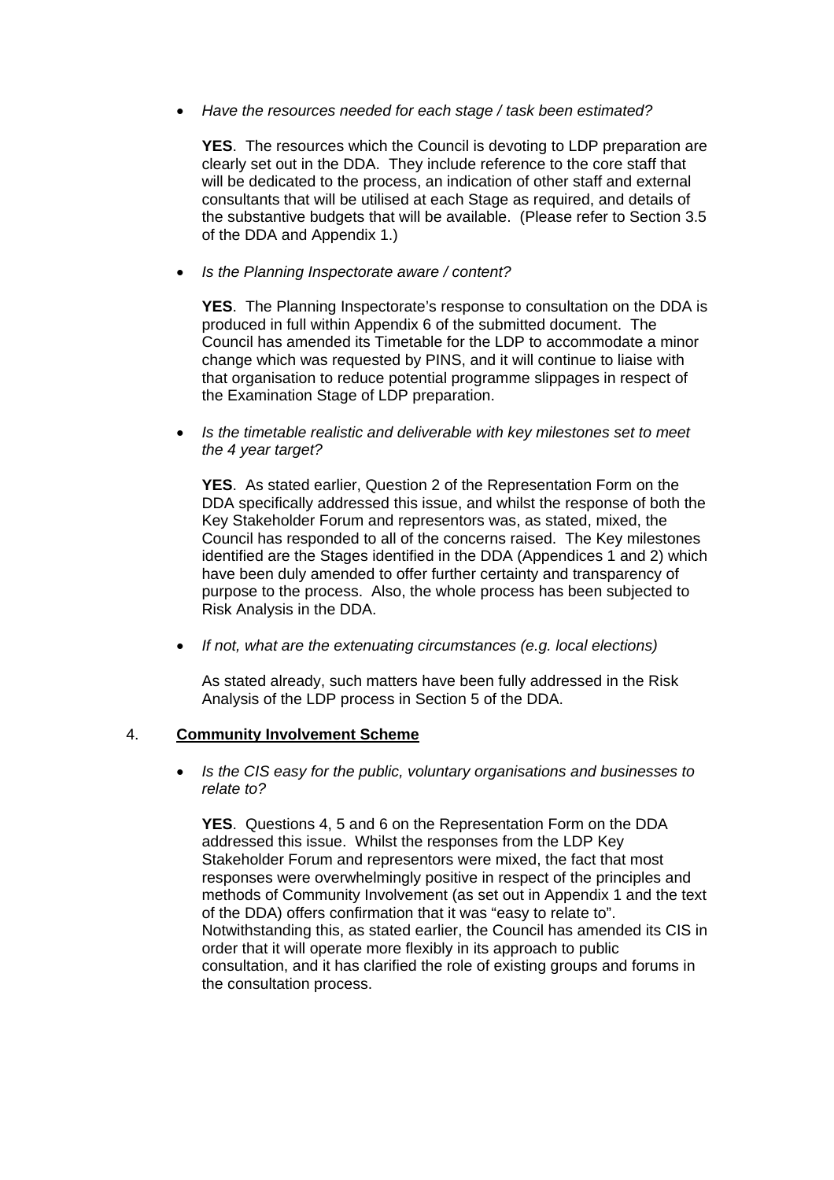- *Have the resources needed for each stage / task been estimated?*

  **YES**. The resources which the Council is devoting to LDP preparation are clearly set out in the DDA. They include reference to the core staff that will be dedicated to the process, an indication of other staff and external consultants that will be utilised at each Stage as required, and details of the substantive budgets that will be available. (Please refer to Section 3.5 of the DDA and Appendix 1.)

- *Is the Planning Inspectorate aware / content?*

  **YES**. The Planning Inspectorate's response to consultation on the DDA is produced in full within Appendix 6 of the submitted document. The Council has amended its Timetable for the LDP to accommodate a minor change which was requested by PINS, and it will continue to liaise with that organisation to reduce potential programme slippages in respect of the Examination Stage of LDP preparation.

- *Is the timetable realistic and deliverable with key milestones set to meet the 4 year target?*

  **YES**. As stated earlier, Question 2 of the Representation Form on the DDA specifically addressed this issue, and whilst the response of both the Key Stakeholder Forum and representors was, as stated, mixed, the Council has responded to all of the concerns raised. The Key milestones identified are the Stages identified in the DDA (Appendices 1 and 2) which have been duly amended to offer further certainty and transparency of purpose to the process. Also, the whole process has been subjected to Risk Analysis in the DDA.

- *If not, what are the extenuating circumstances (e.g. local elections)*

  As stated already, such matters have been fully addressed in the Risk Analysis of the LDP process in Section 5 of the DDA.

4. **<u>Community Involvement Scheme</u>**

- *Is the CIS easy for the public, voluntary organisations and businesses to relate to?*

  **YES**. Questions 4, 5 and 6 on the Representation Form on the DDA addressed this issue. Whilst the responses from the LDP Key Stakeholder Forum and representors were mixed, the fact that most responses were overwhelmingly positive in respect of the principles and methods of Community Involvement (as set out in Appendix 1 and the text of the DDA) offers confirmation that it was "easy to relate to". Notwithstanding this, as stated earlier, the Council has amended its CIS in order that it will operate more flexibly in its approach to public consultation, and it has clarified the role of existing groups and forums in the consultation process.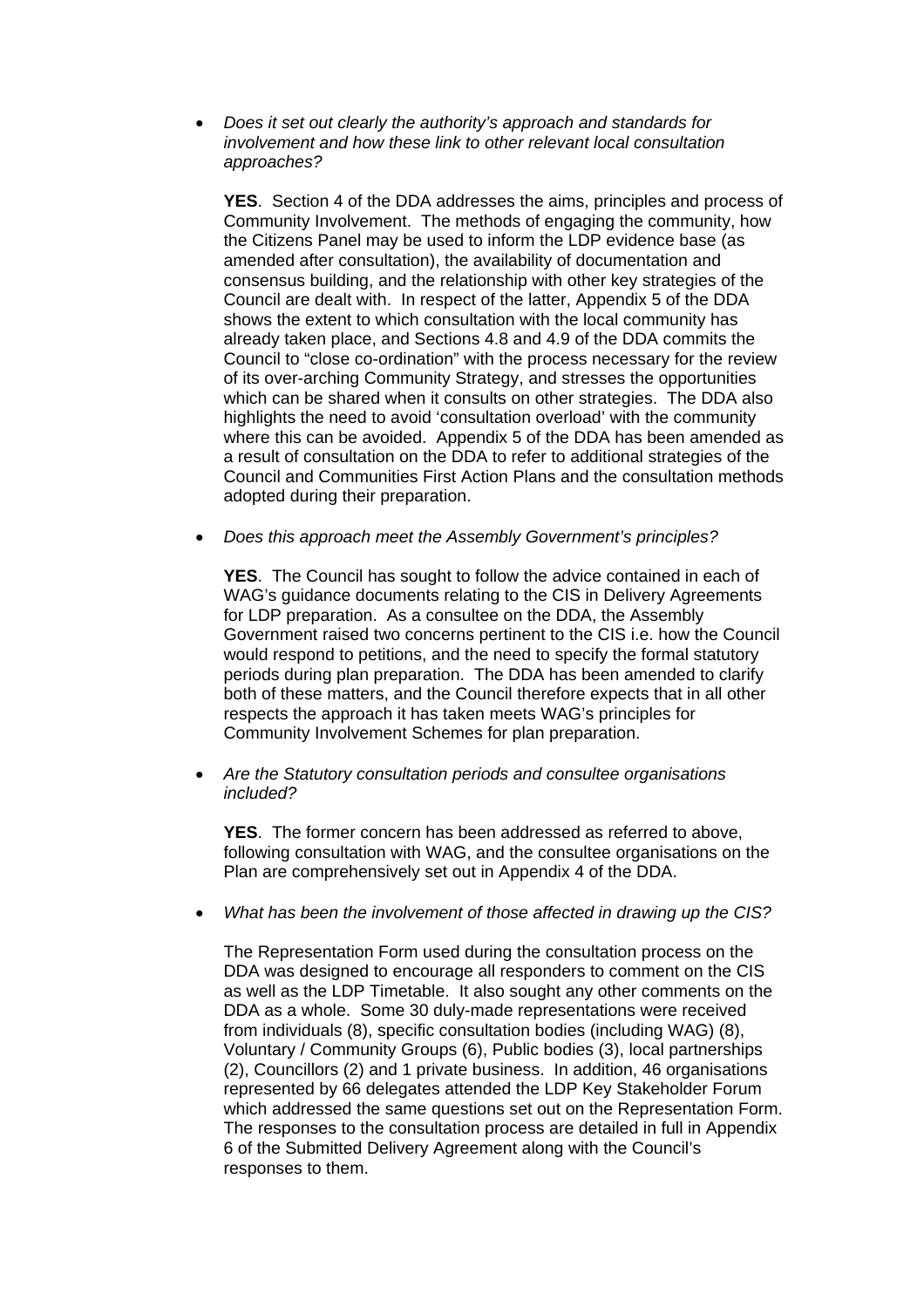- *Does it set out clearly the authority's approach and standards for involvement and how these link to other relevant local consultation approaches?*

  **YES**. Section 4 of the DDA addresses the aims, principles and process of Community Involvement. The methods of engaging the community, how the Citizens Panel may be used to inform the LDP evidence base (as amended after consultation), the availability of documentation and consensus building, and the relationship with other key strategies of the Council are dealt with. In respect of the latter, Appendix 5 of the DDA shows the extent to which consultation with the local community has already taken place, and Sections 4.8 and 4.9 of the DDA commits the Council to "close co-ordination" with the process necessary for the review of its over-arching Community Strategy, and stresses the opportunities which can be shared when it consults on other strategies. The DDA also highlights the need to avoid 'consultation overload' with the community where this can be avoided. Appendix 5 of the DDA has been amended as a result of consultation on the DDA to refer to additional strategies of the Council and Communities First Action Plans and the consultation methods adopted during their preparation.

- *Does this approach meet the Assembly Government's principles?*

  **YES**. The Council has sought to follow the advice contained in each of WAG's guidance documents relating to the CIS in Delivery Agreements for LDP preparation. As a consultee on the DDA, the Assembly Government raised two concerns pertinent to the CIS i.e. how the Council would respond to petitions, and the need to specify the formal statutory periods during plan preparation. The DDA has been amended to clarify both of these matters, and the Council therefore expects that in all other respects the approach it has taken meets WAG's principles for Community Involvement Schemes for plan preparation.

- *Are the Statutory consultation periods and consultee organisations included?*

  **YES**. The former concern has been addressed as referred to above, following consultation with WAG, and the consultee organisations on the Plan are comprehensively set out in Appendix 4 of the DDA.

- *What has been the involvement of those affected in drawing up the CIS?*

  The Representation Form used during the consultation process on the DDA was designed to encourage all responders to comment on the CIS as well as the LDP Timetable. It also sought any other comments on the DDA as a whole. Some 30 duly-made representations were received from individuals (8), specific consultation bodies (including WAG) (8), Voluntary / Community Groups (6), Public bodies (3), local partnerships (2), Councillors (2) and 1 private business. In addition, 46 organisations represented by 66 delegates attended the LDP Key Stakeholder Forum which addressed the same questions set out on the Representation Form. The responses to the consultation process are detailed in full in Appendix 6 of the Submitted Delivery Agreement along with the Council's responses to them.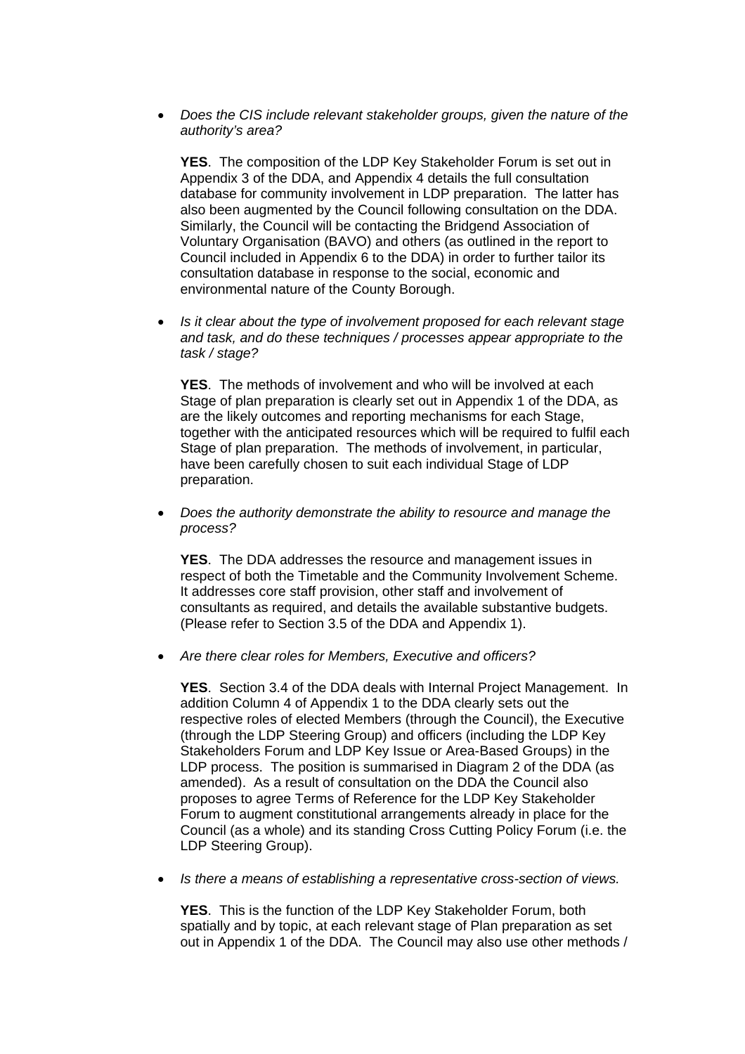- *Does the CIS include relevant stakeholder groups, given the nature of the authority's area?*

  **YES**. The composition of the LDP Key Stakeholder Forum is set out in Appendix 3 of the DDA, and Appendix 4 details the full consultation database for community involvement in LDP preparation. The latter has also been augmented by the Council following consultation on the DDA. Similarly, the Council will be contacting the Bridgend Association of Voluntary Organisation (BAVO) and others (as outlined in the report to Council included in Appendix 6 to the DDA) in order to further tailor its consultation database in response to the social, economic and environmental nature of the County Borough.

- *Is it clear about the type of involvement proposed for each relevant stage and task, and do these techniques / processes appear appropriate to the task / stage?*

  **YES**. The methods of involvement and who will be involved at each Stage of plan preparation is clearly set out in Appendix 1 of the DDA, as are the likely outcomes and reporting mechanisms for each Stage, together with the anticipated resources which will be required to fulfil each Stage of plan preparation. The methods of involvement, in particular, have been carefully chosen to suit each individual Stage of LDP preparation.

- *Does the authority demonstrate the ability to resource and manage the process?*

  **YES**. The DDA addresses the resource and management issues in respect of both the Timetable and the Community Involvement Scheme. It addresses core staff provision, other staff and involvement of consultants as required, and details the available substantive budgets. (Please refer to Section 3.5 of the DDA and Appendix 1).

- *Are there clear roles for Members, Executive and officers?*

  **YES**. Section 3.4 of the DDA deals with Internal Project Management. In addition Column 4 of Appendix 1 to the DDA clearly sets out the respective roles of elected Members (through the Council), the Executive (through the LDP Steering Group) and officers (including the LDP Key Stakeholders Forum and LDP Key Issue or Area-Based Groups) in the LDP process. The position is summarised in Diagram 2 of the DDA (as amended). As a result of consultation on the DDA the Council also proposes to agree Terms of Reference for the LDP Key Stakeholder Forum to augment constitutional arrangements already in place for the Council (as a whole) and its standing Cross Cutting Policy Forum (i.e. the LDP Steering Group).

- *Is there a means of establishing a representative cross-section of views.*

  **YES**. This is the function of the LDP Key Stakeholder Forum, both spatially and by topic, at each relevant stage of Plan preparation as set out in Appendix 1 of the DDA. The Council may also use other methods /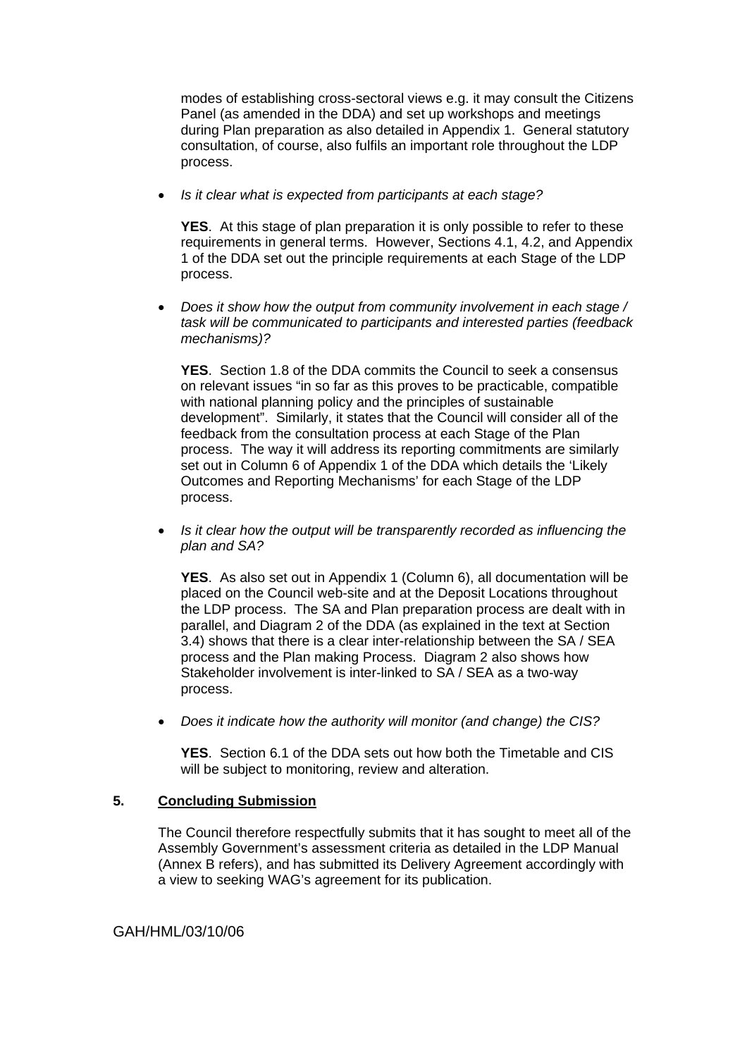modes of establishing cross-sectoral views e.g. it may consult the Citizens Panel (as amended in the DDA) and set up workshops and meetings during Plan preparation as also detailed in Appendix 1. General statutory consultation, of course, also fulfils an important role throughout the LDP process.

- *Is it clear what is expected from participants at each stage?*

  **YES**. At this stage of plan preparation it is only possible to refer to these requirements in general terms. However, Sections 4.1, 4.2, and Appendix 1 of the DDA set out the principle requirements at each Stage of the LDP process.

- *Does it show how the output from community involvement in each stage / task will be communicated to participants and interested parties (feedback mechanisms)?*

  **YES**. Section 1.8 of the DDA commits the Council to seek a consensus on relevant issues "in so far as this proves to be practicable, compatible with national planning policy and the principles of sustainable development". Similarly, it states that the Council will consider all of the feedback from the consultation process at each Stage of the Plan process. The way it will address its reporting commitments are similarly set out in Column 6 of Appendix 1 of the DDA which details the 'Likely Outcomes and Reporting Mechanisms' for each Stage of the LDP process.

- *Is it clear how the output will be transparently recorded as influencing the plan and SA?*

  **YES**. As also set out in Appendix 1 (Column 6), all documentation will be placed on the Council web-site and at the Deposit Locations throughout the LDP process. The SA and Plan preparation process are dealt with in parallel, and Diagram 2 of the DDA (as explained in the text at Section 3.4) shows that there is a clear inter-relationship between the SA / SEA process and the Plan making Process. Diagram 2 also shows how Stakeholder involvement is inter-linked to SA / SEA as a two-way process.

- *Does it indicate how the authority will monitor (and change) the CIS?*

  **YES**. Section 6.1 of the DDA sets out how both the Timetable and CIS will be subject to monitoring, review and alteration.

## 5. Concluding Submission

The Council therefore respectfully submits that it has sought to meet all of the Assembly Government's assessment criteria as detailed in the LDP Manual (Annex B refers), and has submitted its Delivery Agreement accordingly with a view to seeking WAG's agreement for its publication.

GAH/HML/03/10/06